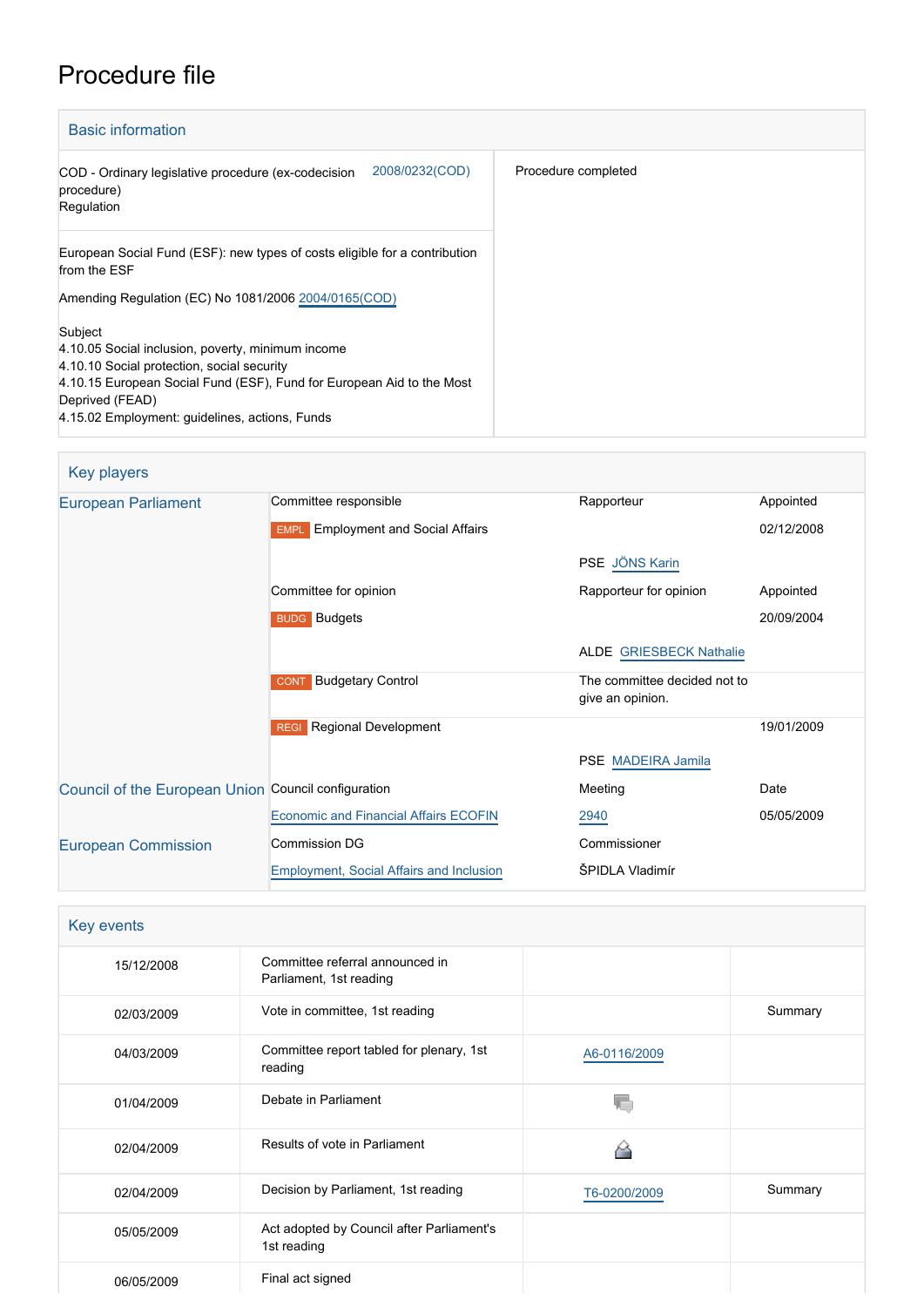# Procedure file

## Basic information

| | |
|---|---|
| COD - Ordinary legislative procedure (ex-codecision procedure)<br>Regulation — 2008/0232(COD) | Procedure completed |
| European Social Fund (ESF): new types of costs eligible for a contribution from the ESF<br><br>Amending Regulation (EC) No 1081/2006 2004/0165(COD)<br><br>Subject<br>4.10.05 Social inclusion, poverty, minimum income<br>4.10.10 Social protection, social security<br>4.10.15 European Social Fund (ESF), Fund for European Aid to the Most Deprived (FEAD)<br>4.15.02 Employment: guidelines, actions, Funds | |

## Key players

| | | | |
|---|---|---|---|
| European Parliament | Committee responsible | Rapporteur | Appointed |
| | EMPL Employment and Social Affairs | | 02/12/2008 |
| | | PSE JÖNS Karin | |
| | Committee for opinion | Rapporteur for opinion | Appointed |
| | BUDG Budgets | | 20/09/2004 |
| | | ALDE GRIESBECK Nathalie | |
| | CONT Budgetary Control | The committee decided not to give an opinion. | |
| | REGI Regional Development | | 19/01/2009 |
| | | PSE MADEIRA Jamila | |
| Council of the European Union | Council configuration | Meeting | Date |
| | Economic and Financial Affairs ECOFIN | 2940 | 05/05/2009 |
| European Commission | Commission DG | Commissioner | |
| | Employment, Social Affairs and Inclusion | ŠPIDLA Vladimír | |

## Key events

| | | | |
|---|---|---|---|
| 15/12/2008 | Committee referral announced in Parliament, 1st reading | | |
| 02/03/2009 | Vote in committee, 1st reading | | Summary |
| 04/03/2009 | Committee report tabled for plenary, 1st reading | A6-0116/2009 | |
| 01/04/2009 | Debate in Parliament | | |
| 02/04/2009 | Results of vote in Parliament | | |
| 02/04/2009 | Decision by Parliament, 1st reading | T6-0200/2009 | Summary |
| 05/05/2009 | Act adopted by Council after Parliament's 1st reading | | |
| 06/05/2009 | Final act signed | | |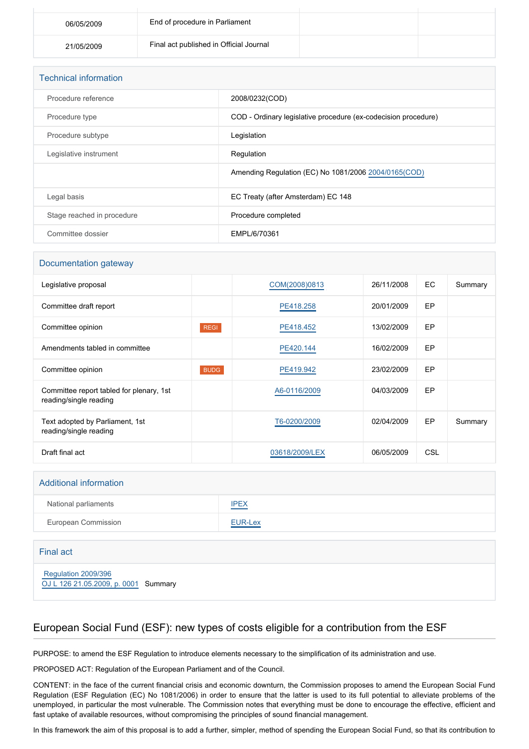| | | | |
|---|---|---|---|
| 06/05/2009 | End of procedure in Parliament | | |
| 21/05/2009 | Final act published in Official Journal | | |

## Technical information

| | |
|---|---|
| Procedure reference | 2008/0232(COD) |
| Procedure type | COD - Ordinary legislative procedure (ex-codecision procedure) |
| Procedure subtype | Legislation |
| Legislative instrument | Regulation |
| | Amending Regulation (EC) No 1081/2006 2004/0165(COD) |
| Legal basis | EC Treaty (after Amsterdam) EC 148 |
| Stage reached in procedure | Procedure completed |
| Committee dossier | EMPL/6/70361 |

## Documentation gateway

| | | | | | |
|---|---|---|---|---|---|
| Legislative proposal | | COM(2008)0813 | 26/11/2008 | EC | Summary |
| Committee draft report | | PE418.258 | 20/01/2009 | EP | |
| Committee opinion | REGI | PE418.452 | 13/02/2009 | EP | |
| Amendments tabled in committee | | PE420.144 | 16/02/2009 | EP | |
| Committee opinion | BUDG | PE419.942 | 23/02/2009 | EP | |
| Committee report tabled for plenary, 1st reading/single reading | | A6-0116/2009 | 04/03/2009 | EP | |
| Text adopted by Parliament, 1st reading/single reading | | T6-0200/2009 | 02/04/2009 | EP | Summary |
| Draft final act | | 03618/2009/LEX | 06/05/2009 | CSL | |

## Additional information

| | |
|---|---|
| National parliaments | IPEX |
| European Commission | EUR-Lex |

## Final act

Regulation 2009/396
OJ L 126 21.05.2009, p. 0001 Summary

# European Social Fund (ESF): new types of costs eligible for a contribution from the ESF

PURPOSE: to amend the ESF Regulation to introduce elements necessary to the simplification of its administration and use.

PROPOSED ACT: Regulation of the European Parliament and of the Council.

CONTENT: in the face of the current financial crisis and economic downturn, the Commission proposes to amend the European Social Fund Regulation (ESF Regulation (EC) No 1081/2006) in order to ensure that the latter is used to its full potential to alleviate problems of the unemployed, in particular the most vulnerable. The Commission notes that everything must be done to encourage the effective, efficient and fast uptake of available resources, without compromising the principles of sound financial management.

In this framework the aim of this proposal is to add a further, simpler, method of spending the European Social Fund, so that its contribution to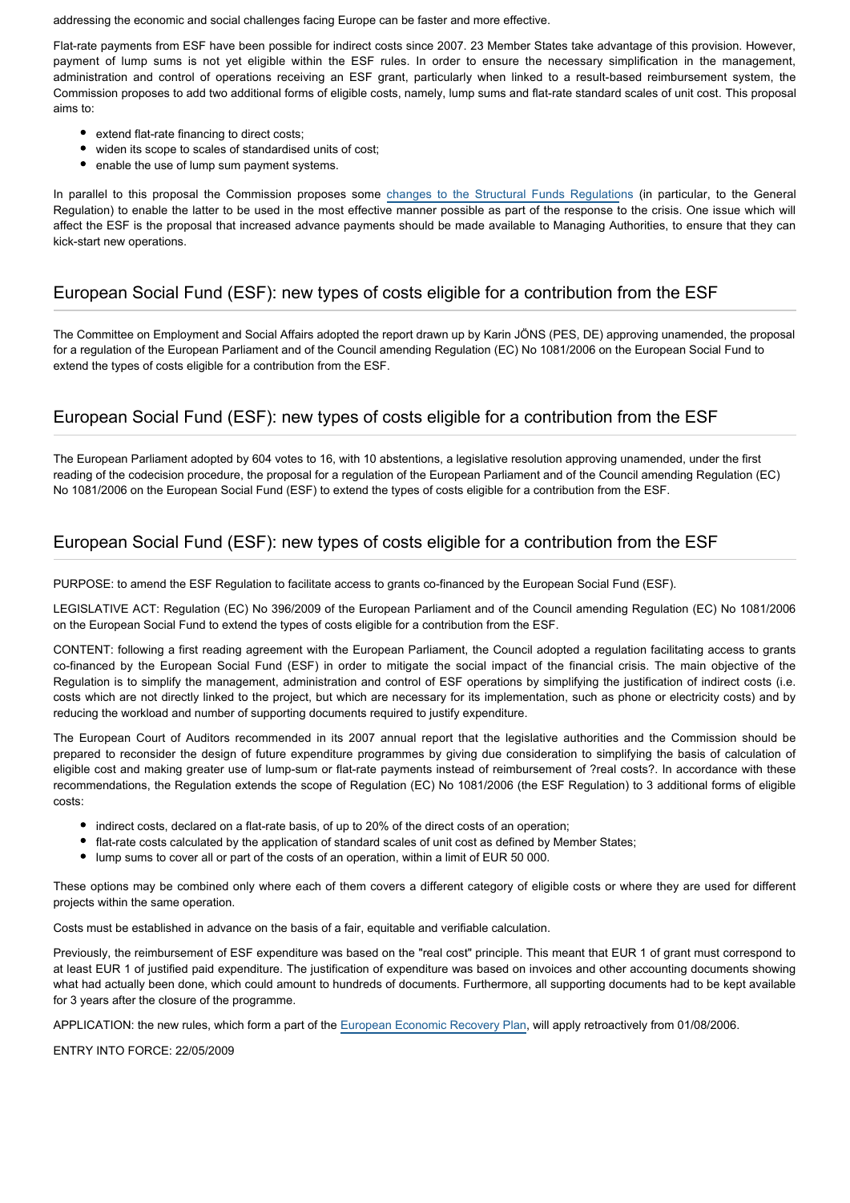addressing the economic and social challenges facing Europe can be faster and more effective.

Flat-rate payments from ESF have been possible for indirect costs since 2007. 23 Member States take advantage of this provision. However, payment of lump sums is not yet eligible within the ESF rules. In order to ensure the necessary simplification in the management, administration and control of operations receiving an ESF grant, particularly when linked to a result-based reimbursement system, the Commission proposes to add two additional forms of eligible costs, namely, lump sums and flat-rate standard scales of unit cost. This proposal aims to:

- extend flat-rate financing to direct costs;
- widen its scope to scales of standardised units of cost;
- enable the use of lump sum payment systems.

In parallel to this proposal the Commission proposes some changes to the Structural Funds Regulations (in particular, to the General Regulation) to enable the latter to be used in the most effective manner possible as part of the response to the crisis. One issue which will affect the ESF is the proposal that increased advance payments should be made available to Managing Authorities, to ensure that they can kick-start new operations.

## European Social Fund (ESF): new types of costs eligible for a contribution from the ESF

The Committee on Employment and Social Affairs adopted the report drawn up by Karin JÖNS (PES, DE) approving unamended, the proposal for a regulation of the European Parliament and of the Council amending Regulation (EC) No 1081/2006 on the European Social Fund to extend the types of costs eligible for a contribution from the ESF.

## European Social Fund (ESF): new types of costs eligible for a contribution from the ESF

The European Parliament adopted by 604 votes to 16, with 10 abstentions, a legislative resolution approving unamended, under the first reading of the codecision procedure, the proposal for a regulation of the European Parliament and of the Council amending Regulation (EC) No 1081/2006 on the European Social Fund (ESF) to extend the types of costs eligible for a contribution from the ESF.

## European Social Fund (ESF): new types of costs eligible for a contribution from the ESF

PURPOSE: to amend the ESF Regulation to facilitate access to grants co-financed by the European Social Fund (ESF).

LEGISLATIVE ACT: Regulation (EC) No 396/2009 of the European Parliament and of the Council amending Regulation (EC) No 1081/2006 on the European Social Fund to extend the types of costs eligible for a contribution from the ESF.

CONTENT: following a first reading agreement with the European Parliament, the Council adopted a regulation facilitating access to grants co-financed by the European Social Fund (ESF) in order to mitigate the social impact of the financial crisis. The main objective of the Regulation is to simplify the management, administration and control of ESF operations by simplifying the justification of indirect costs (i.e. costs which are not directly linked to the project, but which are necessary for its implementation, such as phone or electricity costs) and by reducing the workload and number of supporting documents required to justify expenditure.

The European Court of Auditors recommended in its 2007 annual report that the legislative authorities and the Commission should be prepared to reconsider the design of future expenditure programmes by giving due consideration to simplifying the basis of calculation of eligible cost and making greater use of lump-sum or flat-rate payments instead of reimbursement of ?real costs?. In accordance with these recommendations, the Regulation extends the scope of Regulation (EC) No 1081/2006 (the ESF Regulation) to 3 additional forms of eligible costs:

- indirect costs, declared on a flat-rate basis, of up to 20% of the direct costs of an operation;
- flat-rate costs calculated by the application of standard scales of unit cost as defined by Member States;
- lump sums to cover all or part of the costs of an operation, within a limit of EUR 50 000.

These options may be combined only where each of them covers a different category of eligible costs or where they are used for different projects within the same operation.

Costs must be established in advance on the basis of a fair, equitable and verifiable calculation.

Previously, the reimbursement of ESF expenditure was based on the "real cost" principle. This meant that EUR 1 of grant must correspond to at least EUR 1 of justified paid expenditure. The justification of expenditure was based on invoices and other accounting documents showing what had actually been done, which could amount to hundreds of documents. Furthermore, all supporting documents had to be kept available for 3 years after the closure of the programme.

APPLICATION: the new rules, which form a part of the European Economic Recovery Plan, will apply retroactively from 01/08/2006.

ENTRY INTO FORCE: 22/05/2009